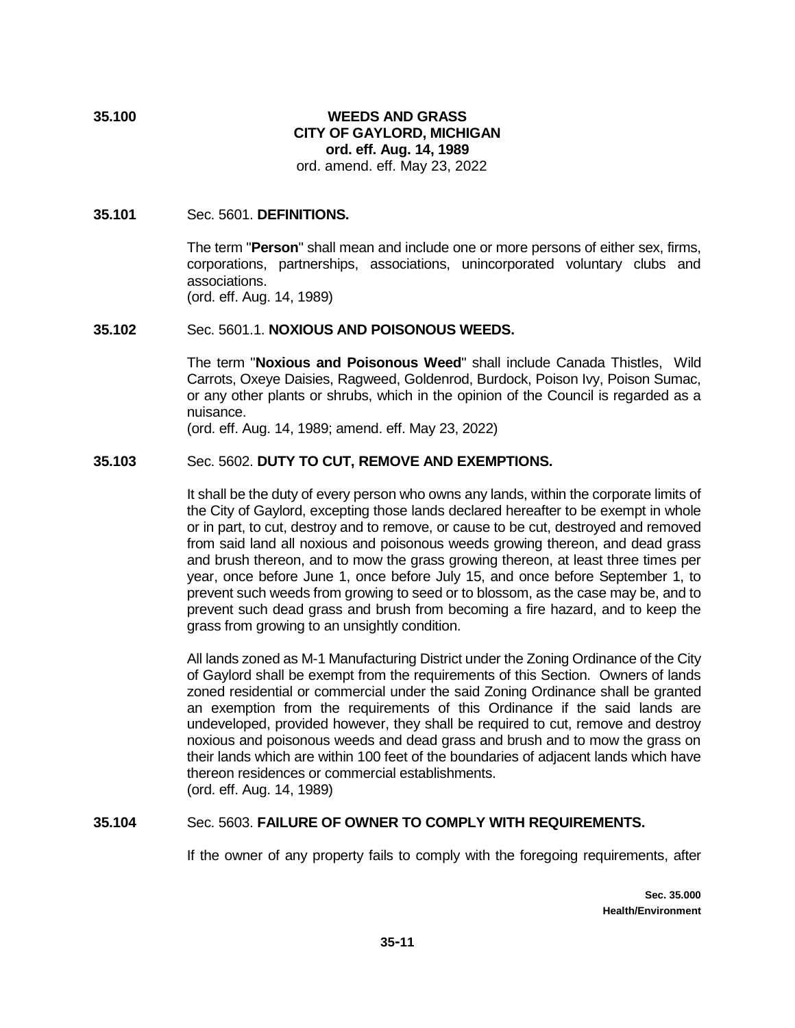# 35.100 WEEDS AND GASS

Correction: heading should read exactly as on page.

**35.100** **WEEDS AND GRASS**
**CITY OF GAYLORD, MICHIGAN**
**ord. eff. Aug. 14, 1989**
ord. amend. eff. May 23, 2022

**35.101** Sec. 5601. **DEFINITIONS.**

The term "**Person**" shall mean and include one or more persons of either sex, firms, corporations, partnerships, associations, unincorporated voluntary clubs and associations.
(ord. eff. Aug. 14, 1989)

**35.102** Sec. 5601.1. **NOXIOUS AND POISONOUS WEEDS.**

The term "**Noxious and Poisonous Weed**" shall include Canada Thistles, Wild Carrots, Oxeye Daisies, Ragweed, Goldenrod, Burdock, Poison Ivy, Poison Sumac, or any other plants or shrubs, which in the opinion of the Council is regarded as a nuisance.
(ord. eff. Aug. 14, 1989; amend. eff. May 23, 2022)

**35.103** Sec. 5602. **DUTY TO CUT, REMOVE AND EXEMPTIONS.**

It shall be the duty of every person who owns any lands, within the corporate limits of the City of Gaylord, excepting those lands declared hereafter to be exempt in whole or in part, to cut, destroy and to remove, or cause to be cut, destroyed and removed from said land all noxious and poisonous weeds growing thereon, and dead grass and brush thereon, and to mow the grass growing thereon, at least three times per year, once before June 1, once before July 15, and once before September 1, to prevent such weeds from growing to seed or to blossom, as the case may be, and to prevent such dead grass and brush from becoming a fire hazard, and to keep the grass from growing to an unsightly condition.

All lands zoned as M-1 Manufacturing District under the Zoning Ordinance of the City of Gaylord shall be exempt from the requirements of this Section. Owners of lands zoned residential or commercial under the said Zoning Ordinance shall be granted an exemption from the requirements of this Ordinance if the said lands are undeveloped, provided however, they shall be required to cut, remove and destroy noxious and poisonous weeds and dead grass and brush and to mow the grass on their lands which are within 100 feet of the boundaries of adjacent lands which have thereon residences or commercial establishments.
(ord. eff. Aug. 14, 1989)

**35.104** Sec. 5603. **FAILURE OF OWNER TO COMPLY WITH REQUIREMENTS.**

If the owner of any property fails to comply with the foregoing requirements, after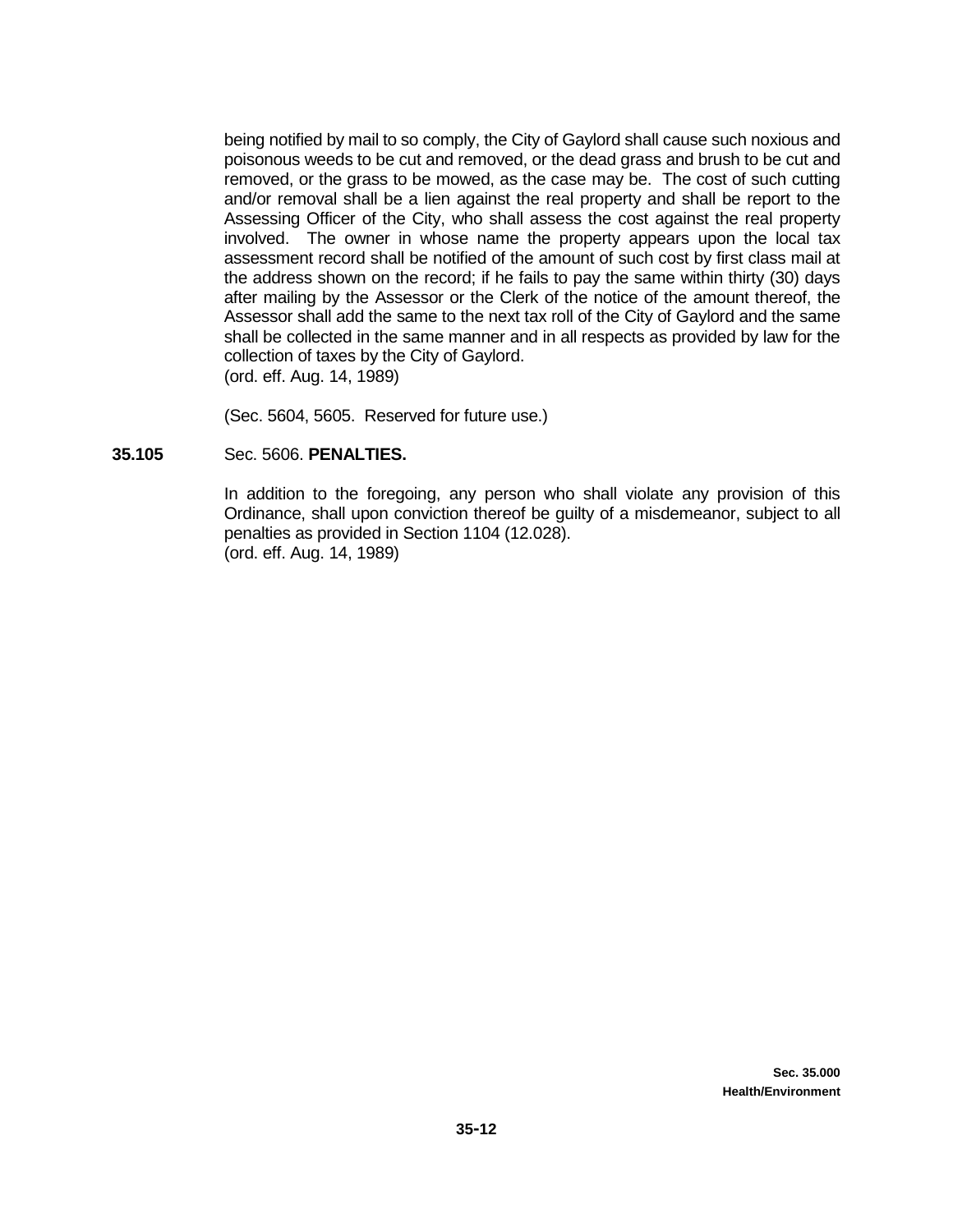being notified by mail to so comply, the City of Gaylord shall cause such noxious and poisonous weeds to be cut and removed, or the dead grass and brush to be cut and removed, or the grass to be mowed, as the case may be. The cost of such cutting and/or removal shall be a lien against the real property and shall be report to the Assessing Officer of the City, who shall assess the cost against the real property involved. The owner in whose name the property appears upon the local tax assessment record shall be notified of the amount of such cost by first class mail at the address shown on the record; if he fails to pay the same within thirty (30) days after mailing by the Assessor or the Clerk of the notice of the amount thereof, the Assessor shall add the same to the next tax roll of the City of Gaylord and the same shall be collected in the same manner and in all respects as provided by law for the collection of taxes by the City of Gaylord.
(ord. eff. Aug. 14, 1989)

(Sec. 5604, 5605. Reserved for future use.)

**35.105** Sec. 5606. **PENALTIES.**

In addition to the foregoing, any person who shall violate any provision of this Ordinance, shall upon conviction thereof be guilty of a misdemeanor, subject to all penalties as provided in Section 1104 (12.028).
(ord. eff. Aug. 14, 1989)